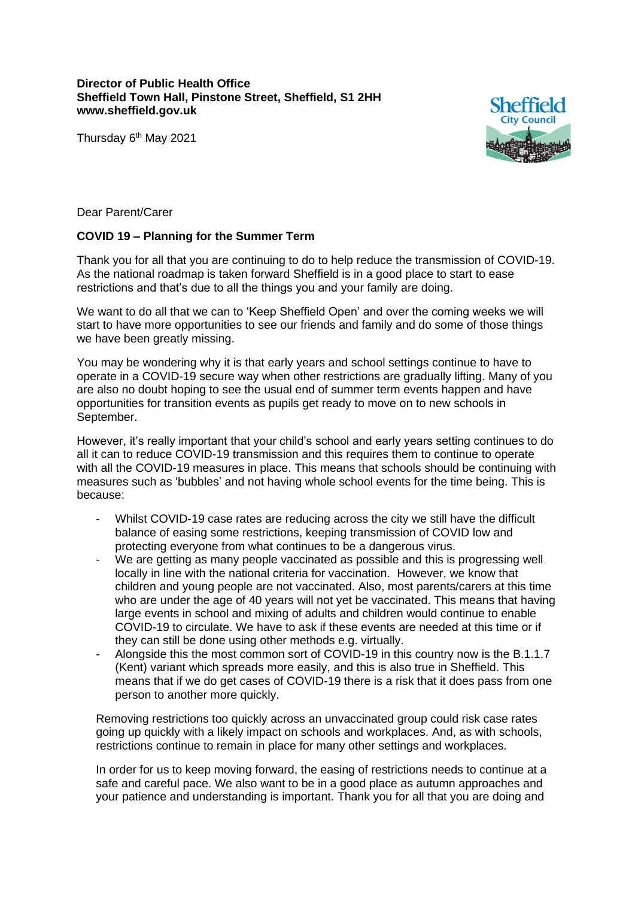**Director of Public Health Office**
**Sheffield Town Hall, Pinstone Street, Sheffield, S1 2HH**
**www.sheffield.gov.uk**

Thursday 6th May 2021

Dear Parent/Carer

**COVID 19 – Planning for the Summer Term**

Thank you for all that you are continuing to do to help reduce the transmission of COVID-19. As the national roadmap is taken forward Sheffield is in a good place to start to ease restrictions and that's due to all the things you and your family are doing.

We want to do all that we can to 'Keep Sheffield Open' and over the coming weeks we will start to have more opportunities to see our friends and family and do some of those things we have been greatly missing.

You may be wondering why it is that early years and school settings continue to have to operate in a COVID-19 secure way when other restrictions are gradually lifting. Many of you are also no doubt hoping to see the usual end of summer term events happen and have opportunities for transition events as pupils get ready to move on to new schools in September.

However, it's really important that your child's school and early years setting continues to do all it can to reduce COVID-19 transmission and this requires them to continue to operate with all the COVID-19 measures in place. This means that schools should be continuing with measures such as 'bubbles' and not having whole school events for the time being. This is because:

- Whilst COVID-19 case rates are reducing across the city we still have the difficult balance of easing some restrictions, keeping transmission of COVID low and protecting everyone from what continues to be a dangerous virus.
- We are getting as many people vaccinated as possible and this is progressing well locally in line with the national criteria for vaccination. However, we know that children and young people are not vaccinated. Also, most parents/carers at this time who are under the age of 40 years will not yet be vaccinated. This means that having large events in school and mixing of adults and children would continue to enable COVID-19 to circulate. We have to ask if these events are needed at this time or if they can still be done using other methods e.g. virtually.
- Alongside this the most common sort of COVID-19 in this country now is the B.1.1.7 (Kent) variant which spreads more easily, and this is also true in Sheffield. This means that if we do get cases of COVID-19 there is a risk that it does pass from one person to another more quickly.

Removing restrictions too quickly across an unvaccinated group could risk case rates going up quickly with a likely impact on schools and workplaces. And, as with schools, restrictions continue to remain in place for many other settings and workplaces.

In order for us to keep moving forward, the easing of restrictions needs to continue at a safe and careful pace. We also want to be in a good place as autumn approaches and your patience and understanding is important. Thank you for all that you are doing and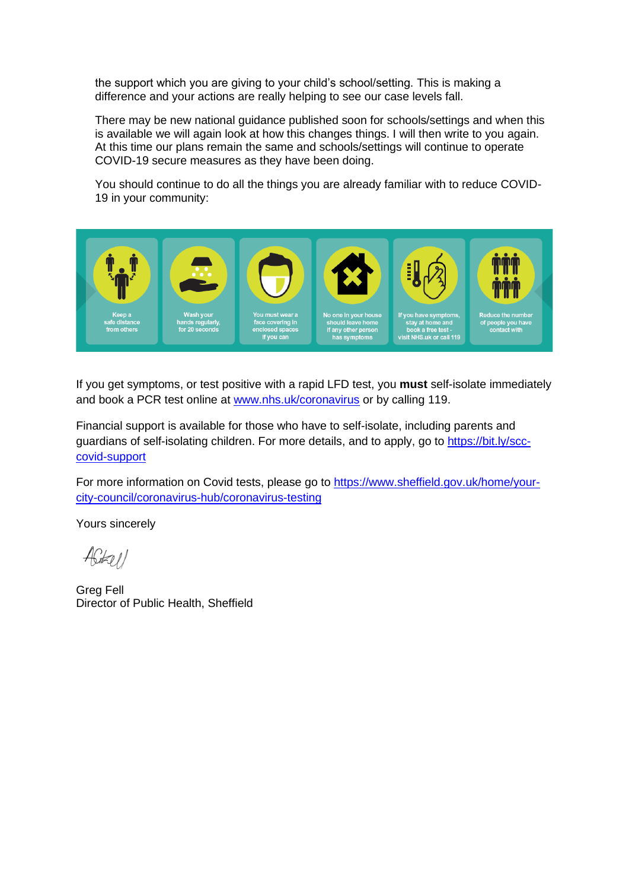the support which you are giving to your child's school/setting. This is making a difference and your actions are really helping to see our case levels fall.

There may be new national guidance published soon for schools/settings and when this is available we will again look at how this changes things. I will then write to you again. At this time our plans remain the same and schools/settings will continue to operate COVID-19 secure measures as they have been doing.

You should continue to do all the things you are already familiar with to reduce COVID-19 in your community:

Keep a safe distance from others

Wash your hands regularly, for 20 seconds

You must wear a face covering in enclosed spaces if you can

No one in your house should leave home if any other person has symptoms

If you have symptoms, stay at home and book a free test - visit NHS.uk or call 119

Reduce the number of people you have contact with

If you get symptoms, or test positive with a rapid LFD test, you **must** self-isolate immediately and book a PCR test online at www.nhs.uk/coronavirus or by calling 119.

Financial support is available for those who have to self-isolate, including parents and guardians of self-isolating children. For more details, and to apply, go to https://bit.ly/scc-covid-support

For more information on Covid tests, please go to https://www.sheffield.gov.uk/home/your-city-council/coronavirus-hub/coronavirus-testing

Yours sincerely

Greg Fell
Director of Public Health, Sheffield